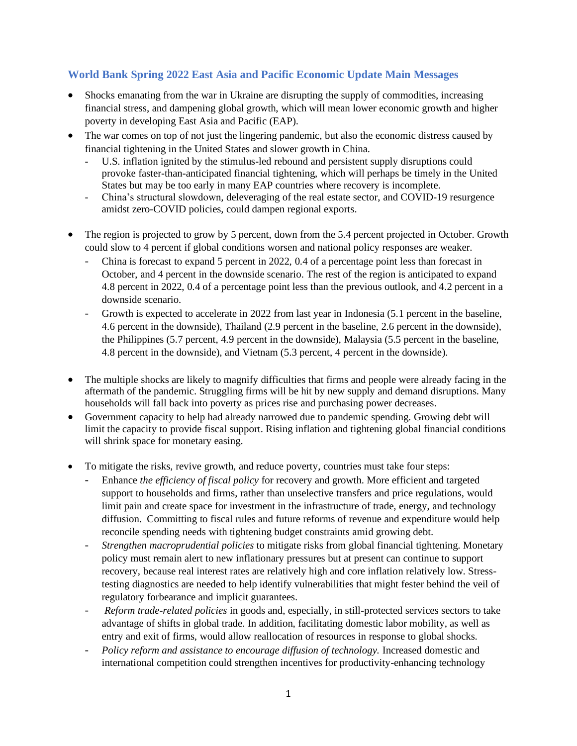## World Bank Spring 2022 East Asia and Pacific Economic Update Main Messages

- Shocks emanating from the war in Ukraine are disrupting the supply of commodities, increasing financial stress, and dampening global growth, which will mean lower economic growth and higher poverty in developing East Asia and Pacific (EAP).
- The war comes on top of not just the lingering pandemic, but also the economic distress caused by financial tightening in the United States and slower growth in China.
  - U.S. inflation ignited by the stimulus-led rebound and persistent supply disruptions could provoke faster-than-anticipated financial tightening, which will perhaps be timely in the United States but may be too early in many EAP countries where recovery is incomplete.
  - China's structural slowdown, deleveraging of the real estate sector, and COVID-19 resurgence amidst zero-COVID policies, could dampen regional exports.
- The region is projected to grow by 5 percent, down from the 5.4 percent projected in October. Growth could slow to 4 percent if global conditions worsen and national policy responses are weaker.
  - China is forecast to expand 5 percent in 2022, 0.4 of a percentage point less than forecast in October, and 4 percent in the downside scenario. The rest of the region is anticipated to expand 4.8 percent in 2022, 0.4 of a percentage point less than the previous outlook, and 4.2 percent in a downside scenario.
  - Growth is expected to accelerate in 2022 from last year in Indonesia (5.1 percent in the baseline, 4.6 percent in the downside), Thailand (2.9 percent in the baseline, 2.6 percent in the downside), the Philippines (5.7 percent, 4.9 percent in the downside), Malaysia (5.5 percent in the baseline, 4.8 percent in the downside), and Vietnam (5.3 percent, 4 percent in the downside).
- The multiple shocks are likely to magnify difficulties that firms and people were already facing in the aftermath of the pandemic. Struggling firms will be hit by new supply and demand disruptions. Many households will fall back into poverty as prices rise and purchasing power decreases.
- Government capacity to help had already narrowed due to pandemic spending. Growing debt will limit the capacity to provide fiscal support. Rising inflation and tightening global financial conditions will shrink space for monetary easing.
- To mitigate the risks, revive growth, and reduce poverty, countries must take four steps:
  - Enhance *the efficiency of fiscal policy* for recovery and growth. More efficient and targeted support to households and firms, rather than unselective transfers and price regulations, would limit pain and create space for investment in the infrastructure of trade, energy, and technology diffusion. Committing to fiscal rules and future reforms of revenue and expenditure would help reconcile spending needs with tightening budget constraints amid growing debt.
  - *Strengthen macroprudential policies* to mitigate risks from global financial tightening. Monetary policy must remain alert to new inflationary pressures but at present can continue to support recovery, because real interest rates are relatively high and core inflation relatively low. Stress-testing diagnostics are needed to help identify vulnerabilities that might fester behind the veil of regulatory forbearance and implicit guarantees.
  - *Reform trade-related policies* in goods and, especially, in still-protected services sectors to take advantage of shifts in global trade. In addition, facilitating domestic labor mobility, as well as entry and exit of firms, would allow reallocation of resources in response to global shocks.
  - *Policy reform and assistance to encourage diffusion of technology.* Increased domestic and international competition could strengthen incentives for productivity-enhancing technology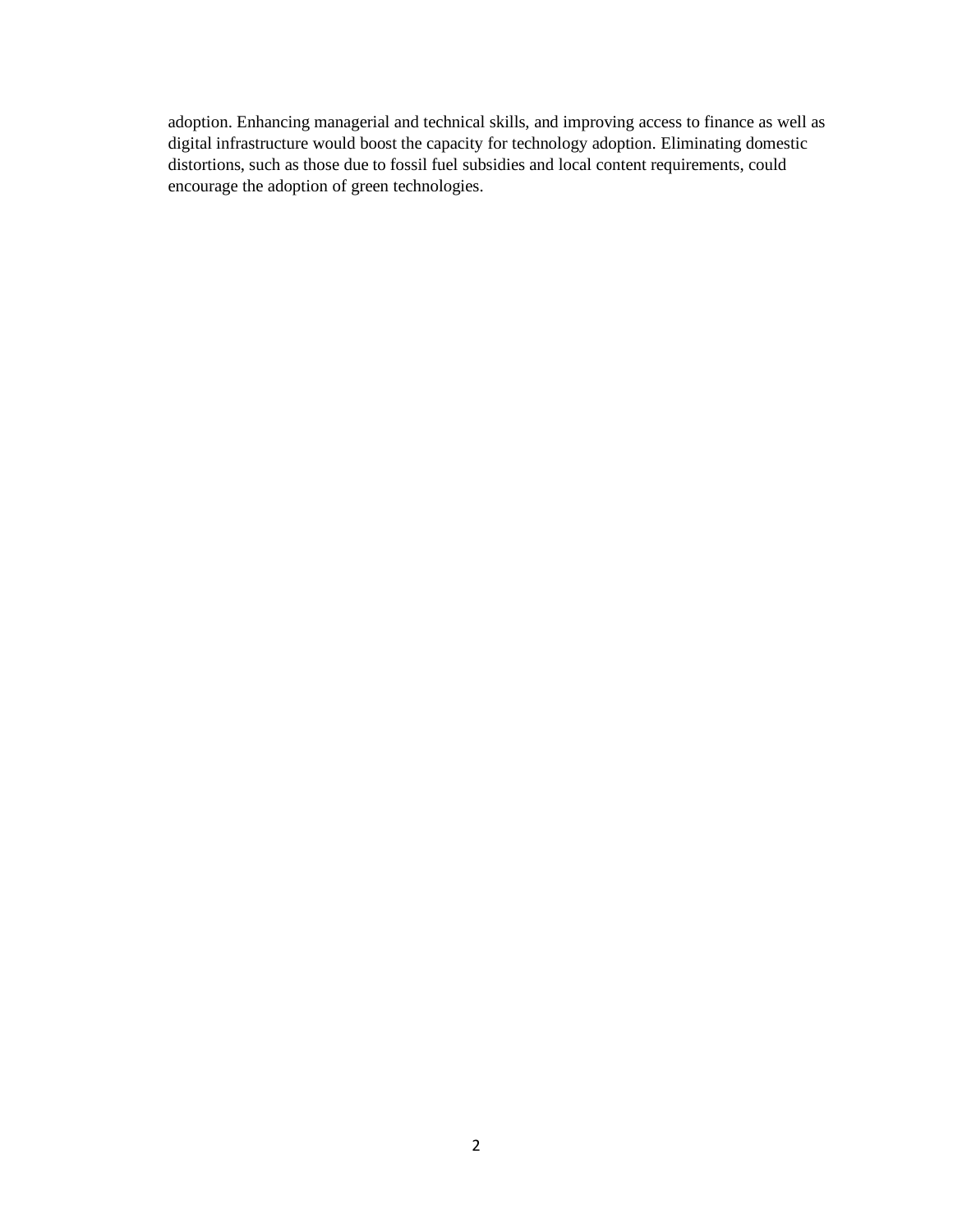adoption. Enhancing managerial and technical skills, and improving access to finance as well as digital infrastructure would boost the capacity for technology adoption. Eliminating domestic distortions, such as those due to fossil fuel subsidies and local content requirements, could encourage the adoption of green technologies.